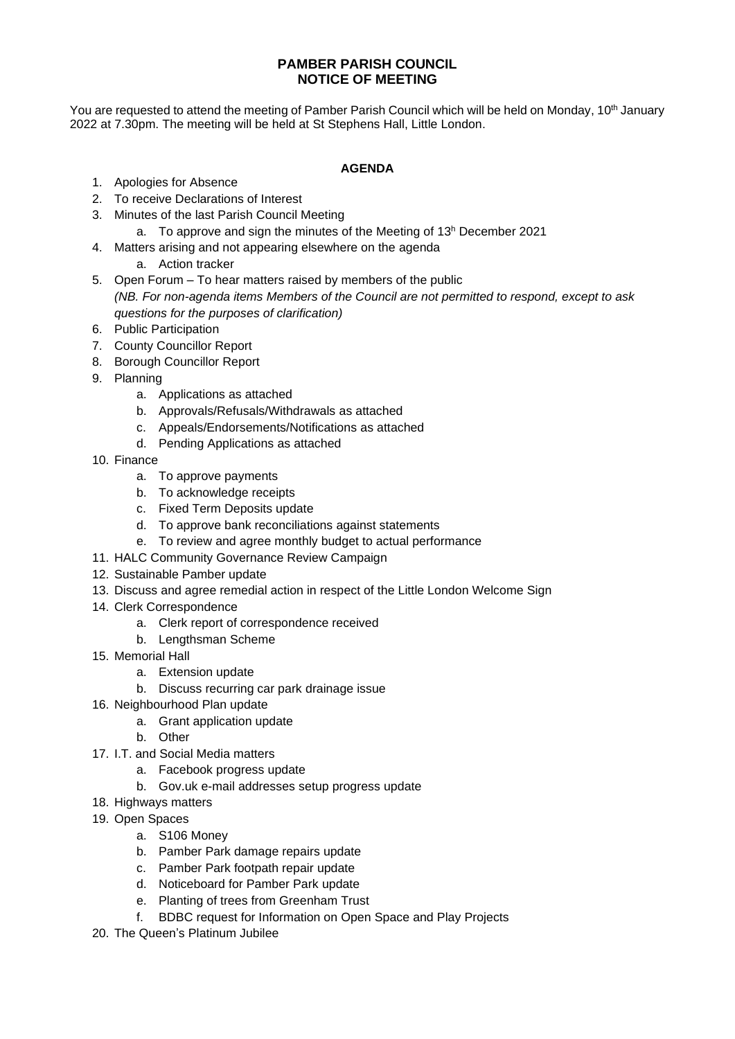# PAMBER PARISH COUNCIL
# NOTICE OF MEETING

You are requested to attend the meeting of Pamber Parish Council which will be held on Monday, 10th January 2022 at 7.30pm. The meeting will be held at St Stephens Hall, Little London.

## AGENDA

1. Apologies for Absence
2. To receive Declarations of Interest
3. Minutes of the last Parish Council Meeting
   a. To approve and sign the minutes of the Meeting of 13h December 2021
4. Matters arising and not appearing elsewhere on the agenda
   a. Action tracker
5. Open Forum – To hear matters raised by members of the public
   *(NB. For non-agenda items Members of the Council are not permitted to respond, except to ask questions for the purposes of clarification)*
6. Public Participation
7. County Councillor Report
8. Borough Councillor Report
9. Planning
   a. Applications as attached
   b. Approvals/Refusals/Withdrawals as attached
   c. Appeals/Endorsements/Notifications as attached
   d. Pending Applications as attached
10. Finance
    a. To approve payments
    b. To acknowledge receipts
    c. Fixed Term Deposits update
    d. To approve bank reconciliations against statements
    e. To review and agree monthly budget to actual performance
11. HALC Community Governance Review Campaign
12. Sustainable Pamber update
13. Discuss and agree remedial action in respect of the Little London Welcome Sign
14. Clerk Correspondence
    a. Clerk report of correspondence received
    b. Lengthsman Scheme
15. Memorial Hall
    a. Extension update
    b. Discuss recurring car park drainage issue
16. Neighbourhood Plan update
    a. Grant application update
    b. Other
17. I.T. and Social Media matters
    a. Facebook progress update
    b. Gov.uk e-mail addresses setup progress update
18. Highways matters
19. Open Spaces
    a. S106 Money
    b. Pamber Park damage repairs update
    c. Pamber Park footpath repair update
    d. Noticeboard for Pamber Park update
    e. Planting of trees from Greenham Trust
    f. BDBC request for Information on Open Space and Play Projects
20. The Queen's Platinum Jubilee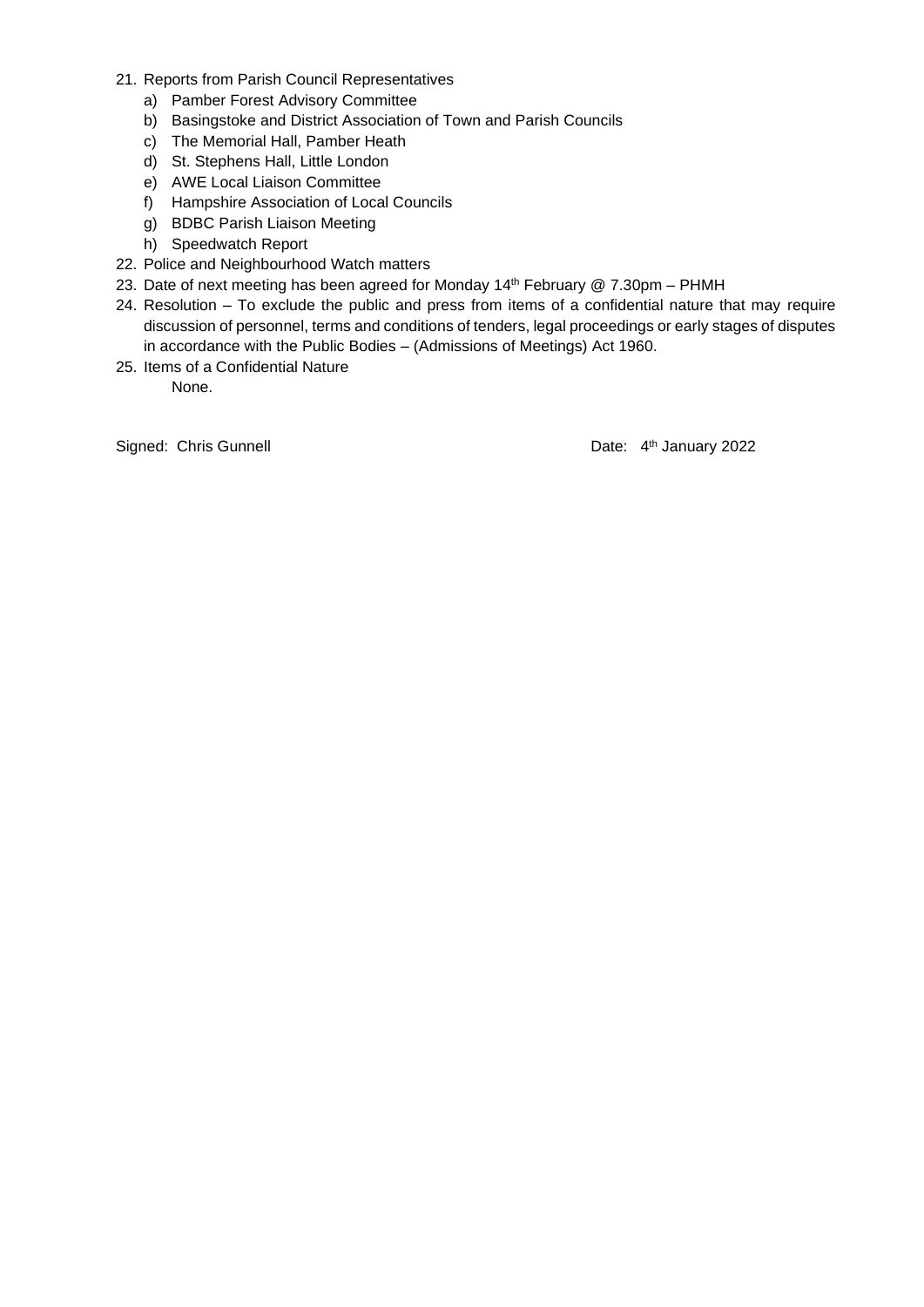21. Reports from Parish Council Representatives
    a) Pamber Forest Advisory Committee
    b) Basingstoke and District Association of Town and Parish Councils
    c) The Memorial Hall, Pamber Heath
    d) St. Stephens Hall, Little London
    e) AWE Local Liaison Committee
    f) Hampshire Association of Local Councils
    g) BDBC Parish Liaison Meeting
    h) Speedwatch Report
22. Police and Neighbourhood Watch matters
23. Date of next meeting has been agreed for Monday 14th February @ 7.30pm – PHMH
24. Resolution – To exclude the public and press from items of a confidential nature that may require discussion of personnel, terms and conditions of tenders, legal proceedings or early stages of disputes in accordance with the Public Bodies – (Admissions of Meetings) Act 1960.
25. Items of a Confidential Nature
    None.

Signed: Chris Gunnell

Date: 4th January 2022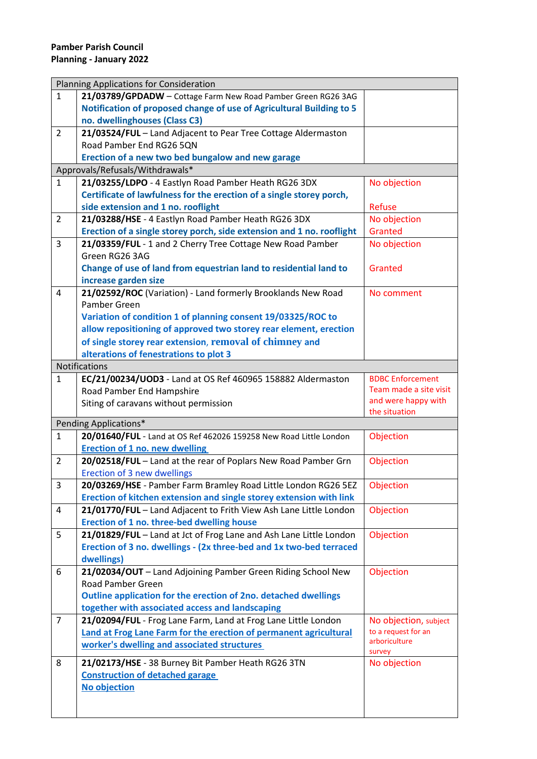**Pamber Parish Council**
**Planning - January 2022**

| Planning Applications for Consideration | | |
|---|---|---|
| 1 | **21/03789/GPDADW** – Cottage Farm New Road Pamber Green RG26 3AG<br>**Notification of proposed change of use of Agricultural Building to 5 no. dwellinghouses (Class C3)** | |
| 2 | **21/03524/FUL** – Land Adjacent to Pear Tree Cottage Aldermaston Road Pamber End RG26 5QN<br>**Erection of a new two bed bungalow and new garage** | |
| Approvals/Refusals/Withdrawals* | | |
| 1 | **21/03255/LDPO** - 4 Eastlyn Road Pamber Heath RG26 3DX<br>**Certificate of lawfulness for the erection of a single storey porch, side extension and 1 no. rooflight** | No objection<br><br>Refuse |
| 2 | **21/03288/HSE** - 4 Eastlyn Road Pamber Heath RG26 3DX<br>**Erection of a single storey porch, side extension and 1 no. rooflight** | No objection<br>Granted |
| 3 | **21/03359/FUL** - 1 and 2 Cherry Tree Cottage New Road Pamber Green RG26 3AG<br>**Change of use of land from equestrian land to residential land to increase garden size** | No objection<br><br>Granted |
| 4 | **21/02592/ROC** (Variation) - Land formerly Brooklands New Road Pamber Green<br>**Variation of condition 1 of planning consent 19/03325/ROC to allow repositioning of approved two storey rear element, erection of single storey rear extension, removal of chimney and alterations of fenestrations to plot 3** | No comment |
| Notifications | | |
| 1 | **EC/21/00234/UOD3** - Land at OS Ref 460965 158882 Aldermaston Road Pamber End Hampshire<br>Siting of caravans without permission | BDBC Enforcement Team made a site visit and were happy with the situation |
| Pending Applications* | | |
| 1 | **20/01640/FUL** - Land at OS Ref 462026 159258 New Road Little London<br>**Erection of 1 no. new dwelling** | Objection |
| 2 | **20/02518/FUL** – Land at the rear of Poplars New Road Pamber Grn<br>Erection of 3 new dwellings | Objection |
| 3 | **20/03269/HSE** - Pamber Farm Bramley Road Little London RG26 5EZ<br>**Erection of kitchen extension and single storey extension with link** | Objection |
| 4 | **21/01770/FUL** – Land Adjacent to Frith View Ash Lane Little London<br>**Erection of 1 no. three-bed dwelling house** | Objection |
| 5 | **21/01829/FUL** – Land at Jct of Frog Lane and Ash Lane Little London<br>**Erection of 3 no. dwellings - (2x three-bed and 1x two-bed terraced dwellings)** | Objection |
| 6 | **21/02034/OUT** – Land Adjoining Pamber Green Riding School New Road Pamber Green<br>**Outline application for the erection of 2no. detached dwellings together with associated access and landscaping** | Objection |
| 7 | **21/02094/FUL** - Frog Lane Farm, Land at Frog Lane Little London<br>**Land at Frog Lane Farm for the erection of permanent agricultural worker's dwelling and associated structures** | No objection, subject to a request for an arboriculture survey |
| 8 | **21/02173/HSE** - 38 Burney Bit Pamber Heath RG26 3TN<br>**Construction of detached garage**<br>**No objection** | No objection |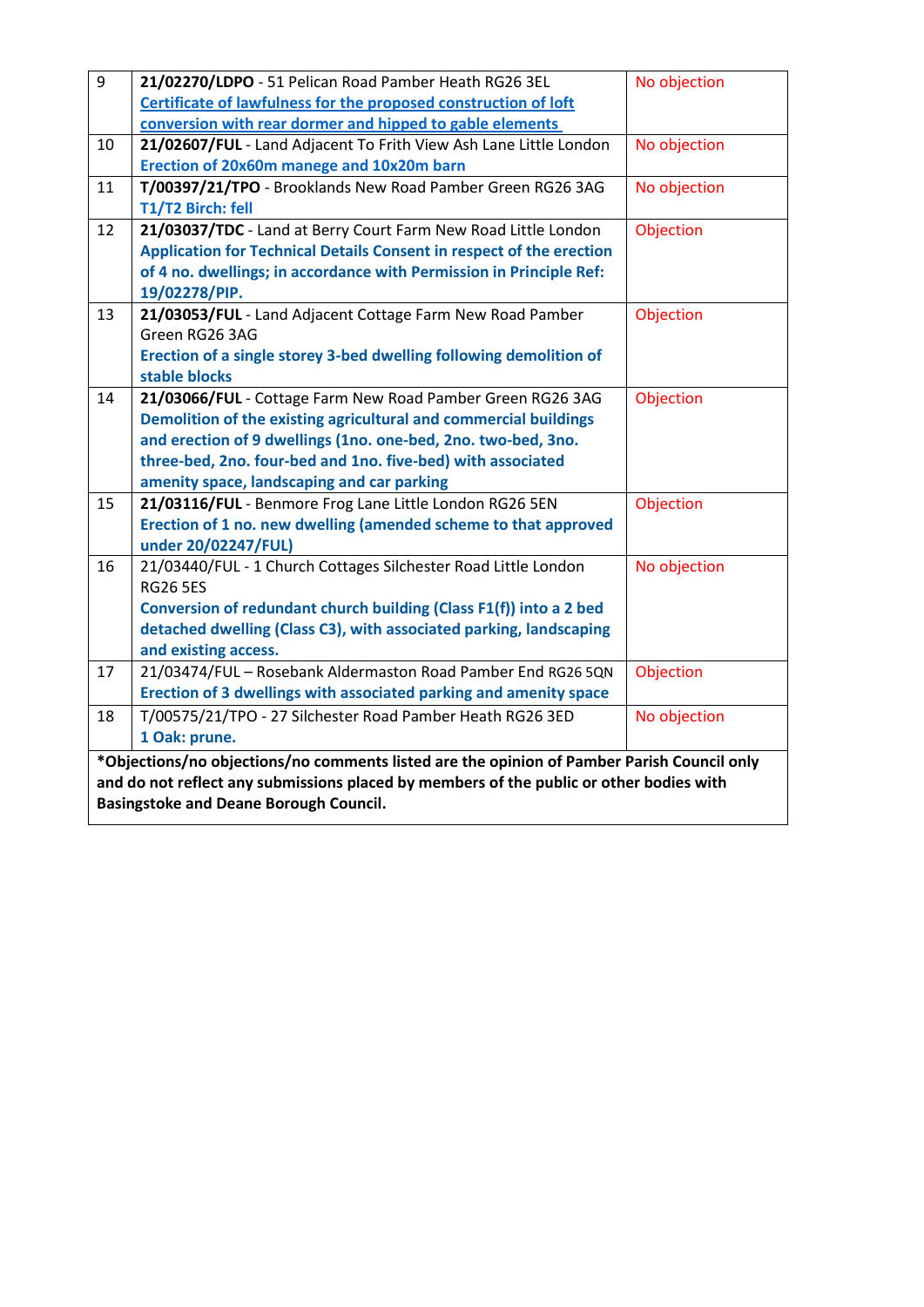| | | |
|---|---|---|
| 9 | **21/02270/LDPO** - 51 Pelican Road Pamber Heath RG26 3EL<br>**Certificate of lawfulness for the proposed construction of loft conversion with rear dormer and hipped to gable elements** | No objection |
| 10 | **21/02607/FUL** - Land Adjacent To Frith View Ash Lane Little London<br>**Erection of 20x60m manege and 10x20m barn** | No objection |
| 11 | **T/00397/21/TPO** - Brooklands New Road Pamber Green RG26 3AG<br>**T1/T2 Birch: fell** | No objection |
| 12 | **21/03037/TDC** - Land at Berry Court Farm New Road Little London<br>**Application for Technical Details Consent in respect of the erection of 4 no. dwellings; in accordance with Permission in Principle Ref: 19/02278/PIP.** | Objection |
| 13 | **21/03053/FUL** - Land Adjacent Cottage Farm New Road Pamber Green RG26 3AG<br>**Erection of a single storey 3-bed dwelling following demolition of stable blocks** | Objection |
| 14 | **21/03066/FUL** - Cottage Farm New Road Pamber Green RG26 3AG<br>**Demolition of the existing agricultural and commercial buildings and erection of 9 dwellings (1no. one-bed, 2no. two-bed, 3no. three-bed, 2no. four-bed and 1no. five-bed) with associated amenity space, landscaping and car parking** | Objection |
| 15 | **21/03116/FUL** - Benmore Frog Lane Little London RG26 5EN<br>**Erection of 1 no. new dwelling (amended scheme to that approved under 20/02247/FUL)** | Objection |
| 16 | 21/03440/FUL - 1 Church Cottages Silchester Road Little London RG26 5ES<br>**Conversion of redundant church building (Class F1(f)) into a 2 bed detached dwelling (Class C3), with associated parking, landscaping and existing access.** | No objection |
| 17 | 21/03474/FUL – Rosebank Aldermaston Road Pamber End RG26 5QN<br>**Erection of 3 dwellings with associated parking and amenity space** | Objection |
| 18 | T/00575/21/TPO - 27 Silchester Road Pamber Heath RG26 3ED<br>**1 Oak: prune.** | No objection |

***Objections/no objections/no comments listed are the opinion of Pamber Parish Council only and do not reflect any submissions placed by members of the public or other bodies with Basingstoke and Deane Borough Council.**